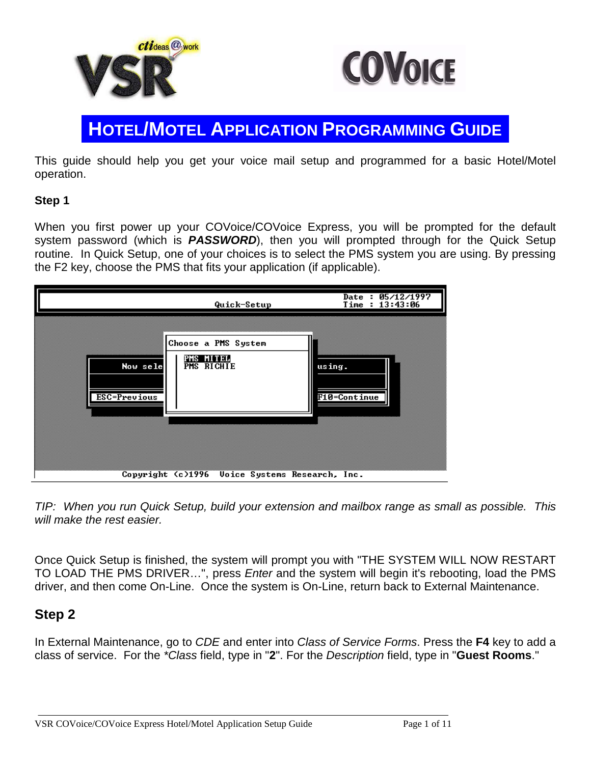# HOTEL/MOTEL APPLICATION PROGRAMMING GUIDE

This guide should help you get your voice mail setup and programmed for a basic Hotel/Motel operation.

**Step 1**

When you first power up your COVoice/COVoice Express, you will be prompted for the default system password (which is ***PASSWORD***), then you will prompted through for the Quick Setup routine. In Quick Setup, one of your choices is to select the PMS system you are using. By pressing the F2 key, choose the PMS that fits your application (if applicable).

*TIP: When you run Quick Setup, build your extension and mailbox range as small as possible. This will make the rest easier.*

Once Quick Setup is finished, the system will prompt you with "THE SYSTEM WILL NOW RESTART TO LOAD THE PMS DRIVER…", press *Enter* and the system will begin it's rebooting, load the PMS driver, and then come On-Line. Once the system is On-Line, return back to External Maintenance.

## Step 2

In External Maintenance, go to *CDE* and enter into *Class of Service Forms*. Press the **F4** key to add a class of service. For the *\*Class* field, type in "**2**". For the *Description* field, type in "**Guest Rooms**."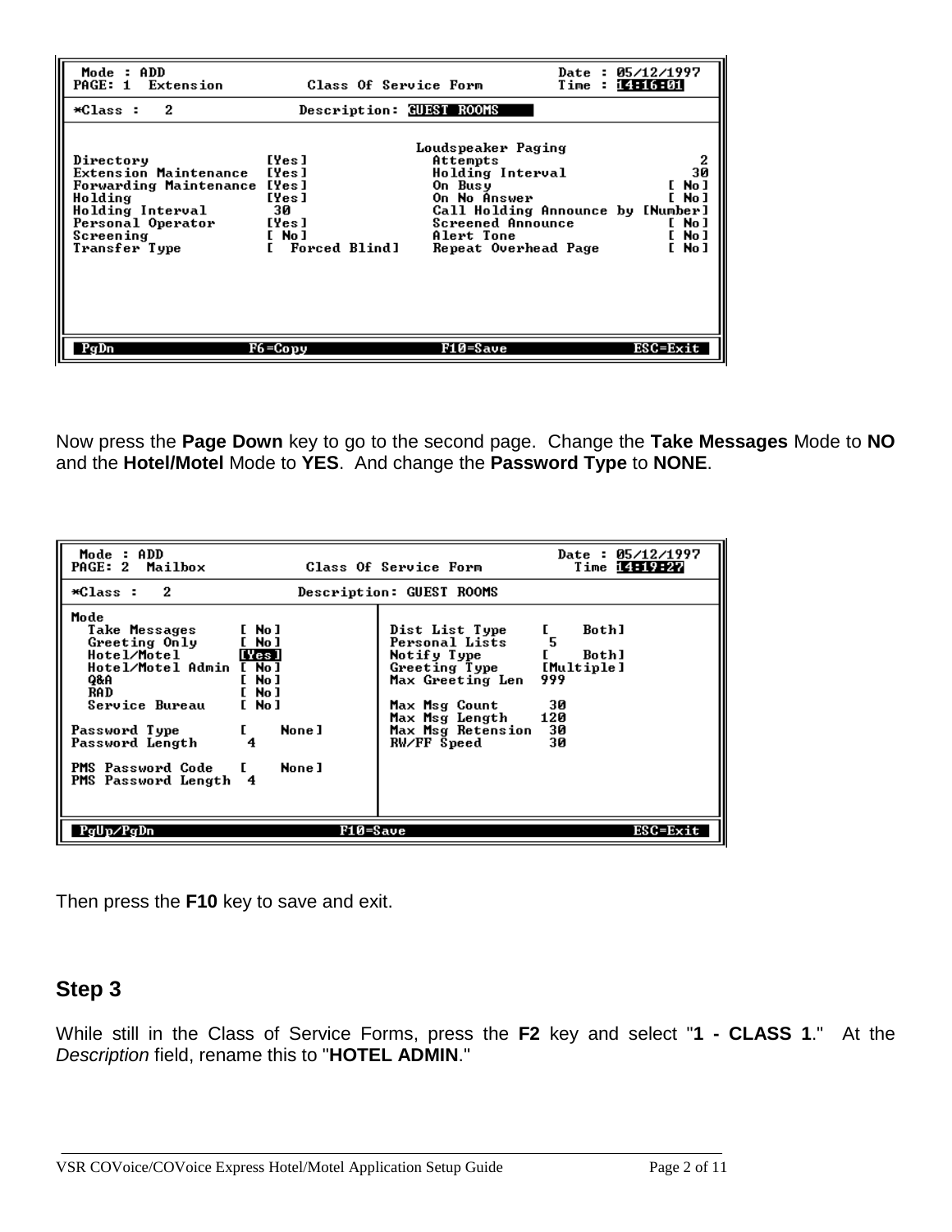```
Mode : ADD                                                  Date : 05/12/1997
PAGE: 1  Extension          Class Of Service Form           Time : 14:16:01

*Class :   2              Description: GUEST ROOMS

                                             Loudspeaker Paging
Directory              [Yes]                   Attempts                        2
Extension Maintenance  [Yes]                   Holding Interval               30
Forwarding Maintenance [Yes]                   On Busy                      [ No]
Holding                [Yes]                   On No Answer                 [ No]
Holding Interval        30                     Call Holding Announce by [Number]
Personal Operator      [Yes]                   Screened Announce            [ No]
Screening              [ No]                   Alert Tone                   [ No]
Transfer Type          [  Forced Blind]        Repeat Overhead Page         [ No]

 PgDn                 F6=Copy               F10=Save                   ESC=Exit
```

Now press the **Page Down** key to go to the second page. Change the **Take Messages** Mode to **NO** and the **Hotel/Motel** Mode to **YES**. And change the **Password Type** to **NONE**.

```
Mode : ADD                                                  Date : 05/12/1997
PAGE: 2  Mailbox            Class Of Service Form              Time 14:19:27

*Class :   2              Description: GUEST ROOMS

Mode
  Take Messages      [ No]          Dist List Type     [    Both]
  Greeting Only      [ No]          Personal Lists      5
  Hotel/Motel        [Yes]          Notify Type        [    Both]
  Hotel/Motel Admin  [ No]          Greeting Type      [Multiple]
  Q&A                [ No]          Max Greeting Len   999
  RAD                [ No]
  Service Bureau     [ No]          Max Msg Count       30
                                    Max Msg Length     120
Password Type       [    None]      Max Msg Retension   30
Password Length      4              RW/FF Speed         30

PMS Password Code   [    None]
PMS Password Length  4

 PgUp/PgDn                        F10=Save                         ESC=Exit
```

Then press the **F10** key to save and exit.

## Step 3

While still in the Class of Service Forms, press the **F2** key and select "**1 - CLASS 1**." At the *Description* field, rename this to "**HOTEL ADMIN**."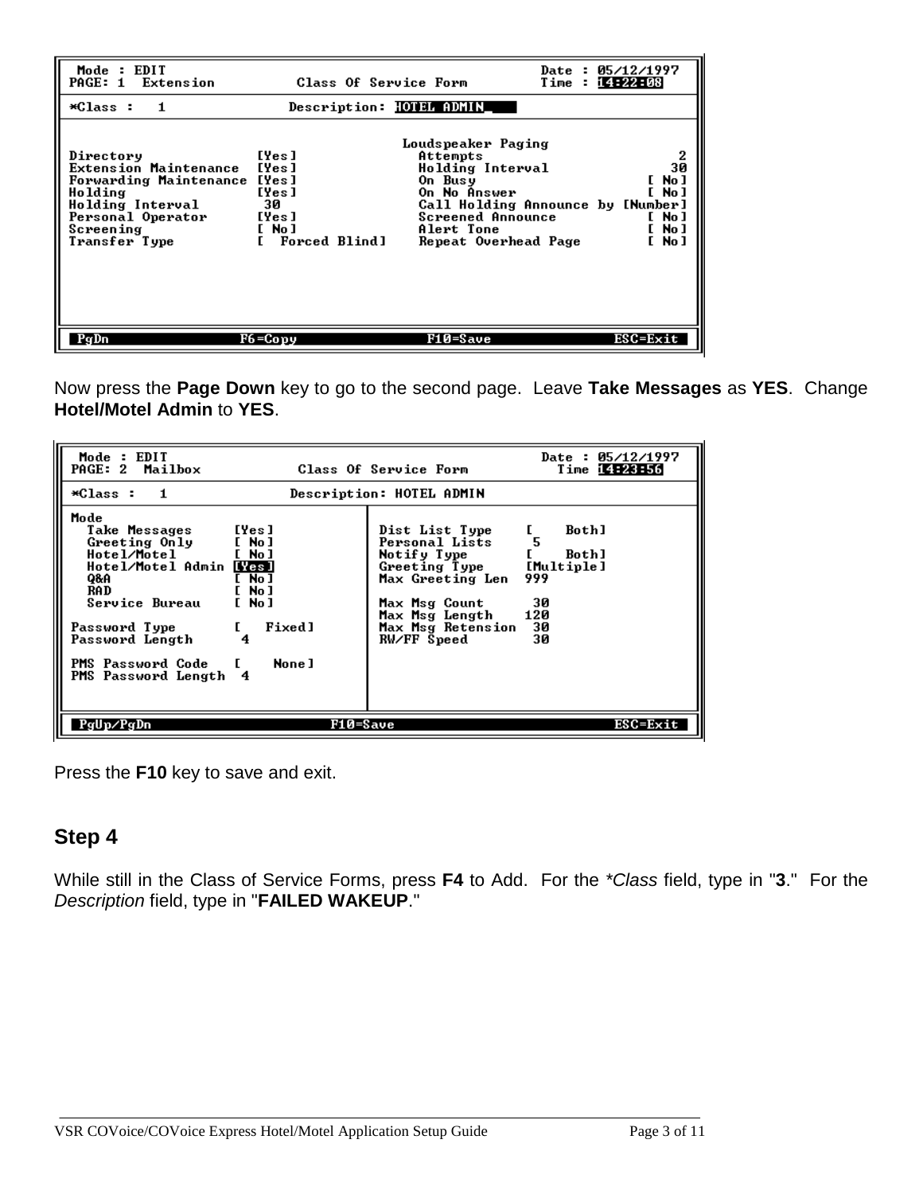```
Mode : EDIT                                                   Date : 05/12/1997
PAGE: 1  Extension              Class Of Service Form          Time : 14:22:08
*Class :   1                    Description: HOTEL ADMIN_

                                              Loudspeaker Paging
Directory               [Yes]                   Attempts                         2
Extension Maintenance   [Yes]                   Holding Interval                30
Forwarding Maintenance  [Yes]                   On Busy                       [ No]
Holding                 [Yes]                   On No Answer                  [ No]
Holding Interval         30                     Call Holding Announce by [Number]
Personal Operator       [Yes]                   Screened Announce             [ No]
Screening               [ No]                   Alert Tone                    [ No]
Transfer Type           [  Forced Blind]        Repeat Overhead Page          [ No]

PgDn                    F6=Copy                 F10=Save                  ESC=Exit
```

Now press the **Page Down** key to go to the second page. Leave **Take Messages** as **YES**. Change **Hotel/Motel Admin** to **YES**.

```
Mode : EDIT                                                   Date : 05/12/1997
PAGE: 2  Mailbox                Class Of Service Form          Time 14:23:56
*Class :   1                    Description: HOTEL ADMIN

Mode                                      Dist List Type      [    Both]
  Take Messages       [Yes]               Personal Lists       5
  Greeting Only       [ No]               Notify Type         [    Both]
  Hotel/Motel         [ No]               Greeting Type       [Multiple]
  Hotel/Motel Admin   [Yes]               Max Greeting Len    999
  Q&A                 [ No]
  RAD                 [ No]               Max Msg Count        30
  Service Bureau      [ No]               Max Msg Length      120
                                          Max Msg Retension    30
Password Type        [   Fixed]           RW/FF Speed          30
Password Length       4

PMS Password Code    [    None]
PMS Password Length   4

PgUp/PgDn                   F10=Save                              ESC=Exit
```

Press the **F10** key to save and exit.

## Step 4

While still in the Class of Service Forms, press **F4** to Add. For the *\*Class* field, type in "**3**." For the *Description* field, type in "**FAILED WAKEUP**."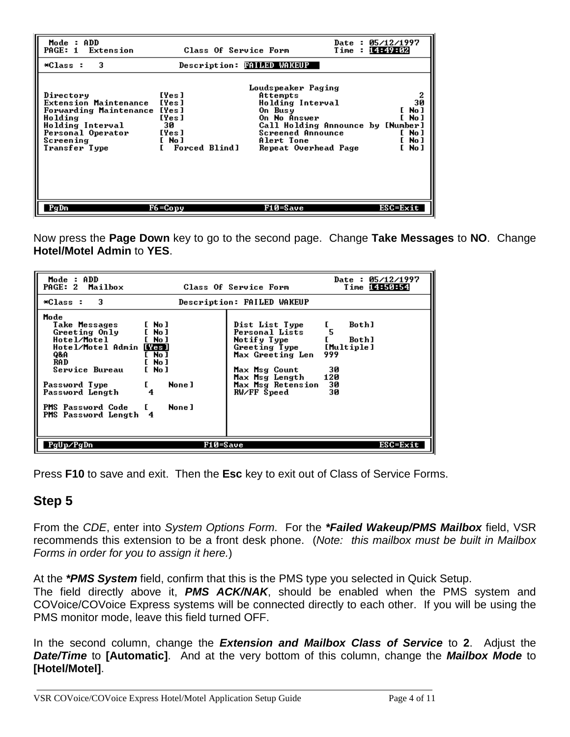```
Mode : ADD                                                      Date : 05/12/1997
PAGE: 1  Extension            Class Of Service Form             Time : 14:49:02

*Class :   3               Description: FAILED WAKEUP

                                          Loudspeaker Paging
Directory              [Yes]                Attempts                          2
Extension Maintenance  [Yes]                Holding Interval                 30
Forwarding Maintenance [Yes]                On Busy                       [ No]
Holding                [Yes]                On No Answer                  [ No]
Holding Interval        30                  Call Holding Announce by [Number]
Personal Operator      [Yes]                Screened Announce             [ No]
Screening              [ No]                Alert Tone                    [ No]
Transfer Type          [  Forced Blind]     Repeat Overhead Page          [ No]

PgDn                 F6=Copy              F10=Save                   ESC=Exit
```

Now press the **Page Down** key to go to the second page. Change **Take Messages** to **NO**. Change **Hotel/Motel Admin** to **YES**.

```
Mode : ADD                                                      Date : 05/12/1997
PAGE: 2  Mailbox              Class Of Service Form             Time 14:50:54

*Class :   3               Description: FAILED WAKEUP

Mode                                    Dist List Type     [    Both]
  Take Messages      [ No]              Personal Lists      5
  Greeting Only      [ No]              Notify Type        [    Both]
  Hotel/Motel        [ No]              Greeting Type      [Multiple]
  Hotel/Motel Admin  [Yes]              Max Greeting Len   999
  Q&A                [ No]
  RAD                [ No]              Max Msg Count       30
  Service Bureau     [ No]              Max Msg Length     120
                                        Max Msg Retension   30
Password Type        [    None]         RW/FF Speed         30
Password Length       4

PMS Password Code    [    None]
PMS Password Length   4

PgUp/PgDn                    F10=Save                           ESC=Exit
```

Press **F10** to save and exit. Then the **Esc** key to exit out of Class of Service Forms.

## Step 5

From the *CDE*, enter into *System Options Form*. For the ***Failed Wakeup/PMS Mailbox** field, VSR recommends this extension to be a front desk phone. (*Note: this mailbox must be built in Mailbox Forms in order for you to assign it here.*)

At the ***PMS System** field, confirm that this is the PMS type you selected in Quick Setup.
The field directly above it, ***PMS ACK/NAK***, should be enabled when the PMS system and COVoice/COVoice Express systems will be connected directly to each other. If you will be using the PMS monitor mode, leave this field turned OFF.

In the second column, change the ***Extension and Mailbox Class of Service*** to **2**. Adjust the ***Date/Time*** to **[Automatic]**. And at the very bottom of this column, change the ***Mailbox Mode*** to **[Hotel/Motel]**.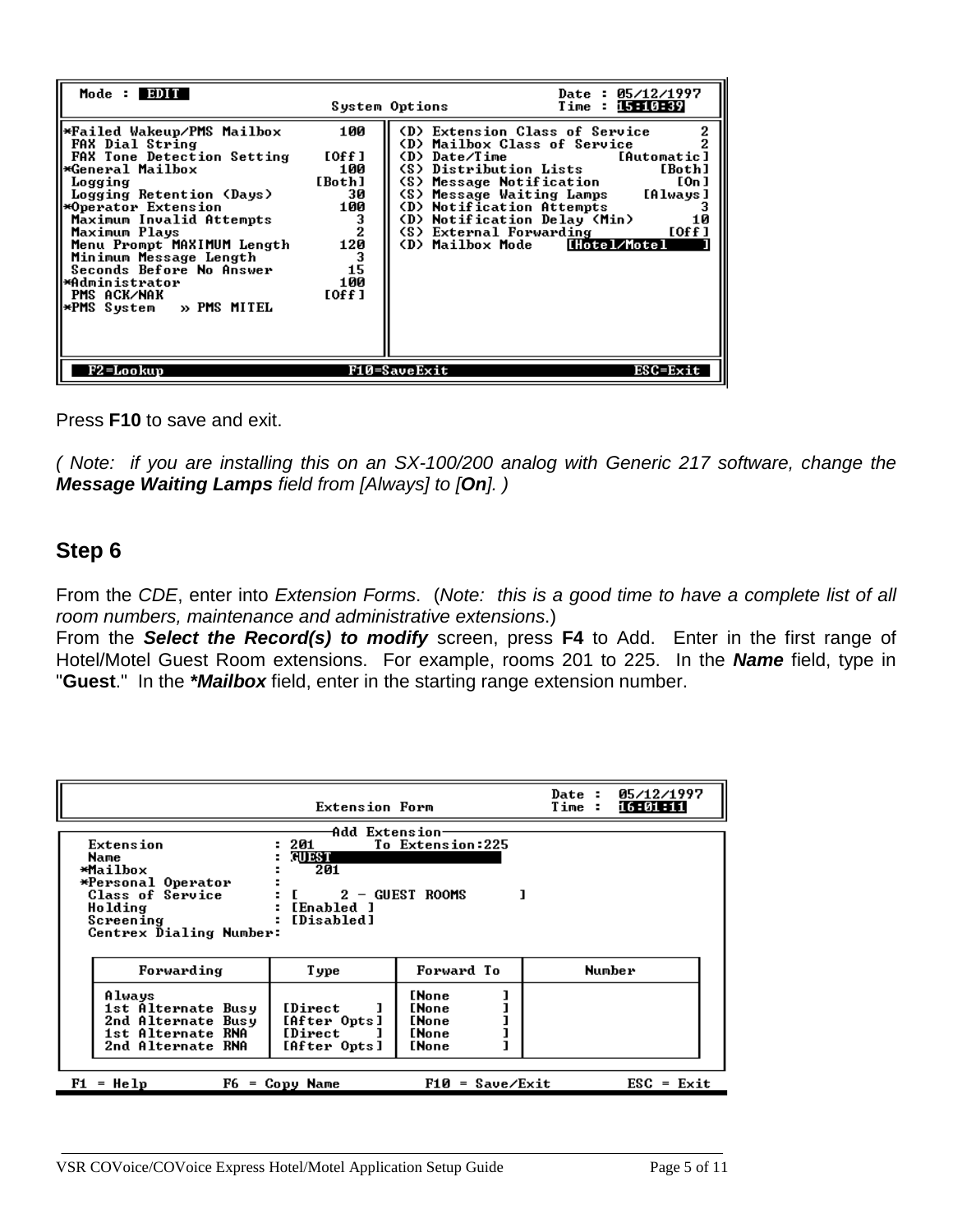```
Mode : EDIT                                                          Date : 05/12/1997
                                  System Options                     Time : 15:10:39

*Failed Wakeup/PMS Mailbox       100   (D) Extension Class of Service        2
 FAX Dial String                       (D) Mailbox Class of Service          2
 FAX Tone Detection Setting    [Off]   (D) Date/Time               [Automatic]
*General Mailbox                 100   (S) Distribution Lists           [Both]
 Logging                      [Both]   (S) Message Notification           [On]
 Logging Retention (Days)         30   (S) Message Waiting Lamps      [Always]
*Operator Extension              100   (D) Notification Attempts             3
 Maximum Invalid Attempts          3   (D) Notification Delay (Min)         10
 Maximum Plays                     2   (S) External Forwarding           [Off]
 Menu Prompt MAXIMUM Length      120   (D) Mailbox Mode    [Hotel/Motel     ]
 Minimum Message Length            3
 Seconds Before No Answer         15
*Administrator                   100
 PMS ACK/NAK                   [Off]
*PMS System    » PMS MITEL

 F2=Lookup                        F10=SaveExit                          ESC=Exit
```

Press **F10** to save and exit.

*( Note: if you are installing this on an SX-100/200 analog with Generic 217 software, change the **Message Waiting Lamps** field from [Always] to [**On**]. )*

## Step 6

From the *CDE*, enter into *Extension Forms*. (*Note: this is a good time to have a complete list of all room numbers, maintenance and administrative extensions*.)

From the ***Select the Record(s) to modify*** screen, press **F4** to Add. Enter in the first range of Hotel/Motel Guest Room extensions. For example, rooms 201 to 225. In the ***Name*** field, type in "**Guest**." In the ***\*Mailbox*** field, enter in the starting range extension number.

```
                                                                 Date :  05/12/1997
                           Extension Form                        Time :  16:01:11

                           Add Extension
 Extension              : 201        To Extension:225
 Name                   : GUEST
*Mailbox                :   201
*Personal Operator      :
 Class of Service       : [     2 - GUEST ROOMS        ]
 Holding                : [Enabled ]
 Screening              : [Disabled]
 Centrex Dialing Number:

   Forwarding            Type            Forward To          Number
   Always                                [None      ]
   1st Alternate Busy    [Direct     ]   [None      ]
   2nd Alternate Busy    [After Opts]    [None      ]
   1st Alternate RNA     [Direct     ]   [None      ]
   2nd Alternate RNA     [After Opts]    [None      ]

 F1 = Help       F6 = Copy Name       F10 = Save/Exit          ESC = Exit
```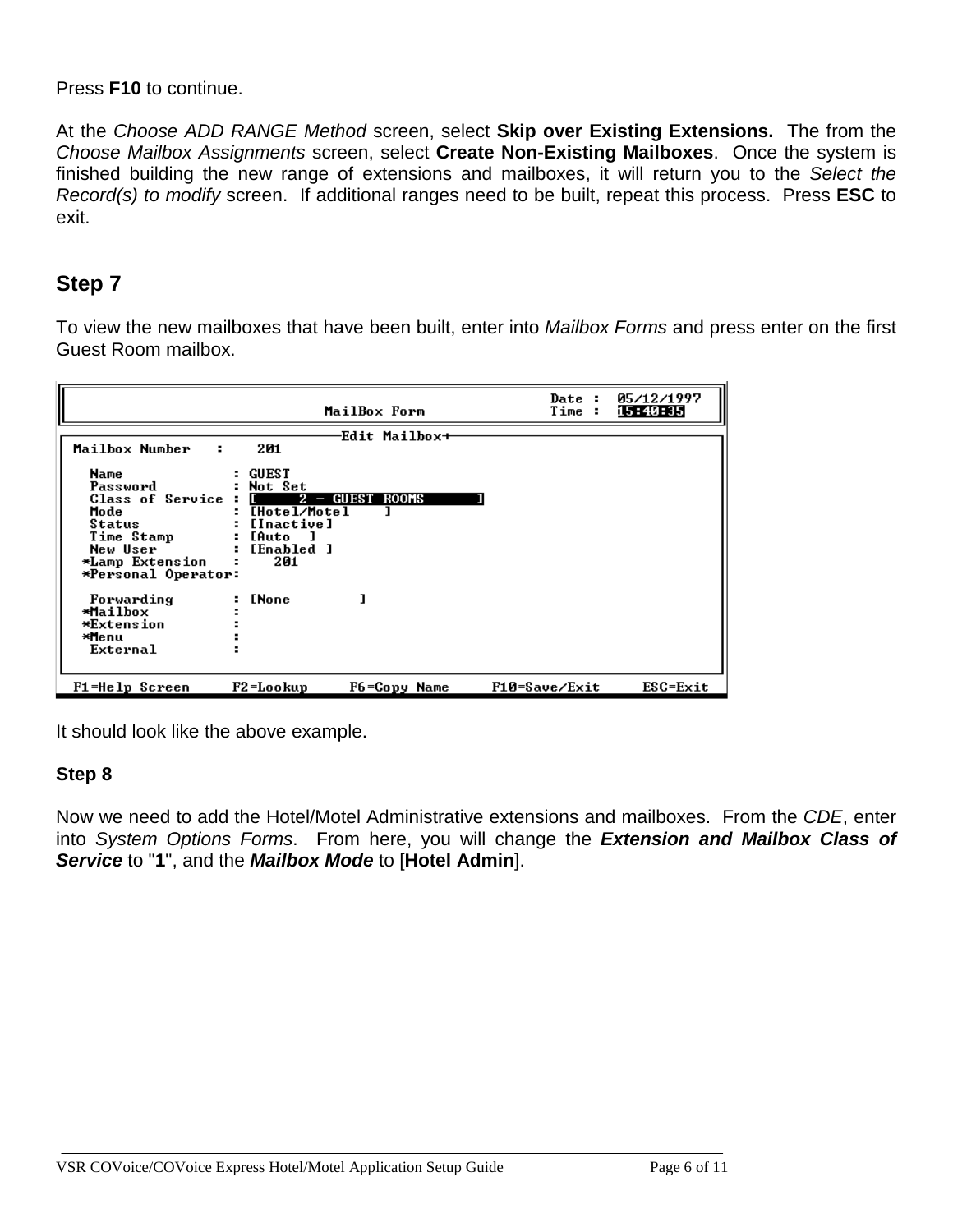Press **F10** to continue.

At the *Choose ADD RANGE Method* screen, select **Skip over Existing Extensions.** The from the *Choose Mailbox Assignments* screen, select **Create Non-Existing Mailboxes**. Once the system is finished building the new range of extensions and mailboxes, it will return you to the *Select the Record(s) to modify* screen. If additional ranges need to be built, repeat this process. Press **ESC** to exit.

## Step 7

To view the new mailboxes that have been built, enter into *Mailbox Forms* and press enter on the first Guest Room mailbox.

```
                                                        Date :  05/12/1997
                              MailBox Form              Time :  15:40:35
──────────────────────────────Edit Mailbox─────────────────────────────────
 Mailbox Number   :    201

   Name             : GUEST
   Password         : Not Set
   Class of Service : [      2 - GUEST ROOMS       ]
   Mode             : [Hotel/Motel     ]
   Status           : [Inactive]
   Time Stamp       : [Auto  ]
   New User         : [Enabled ]
  *Lamp Extension   :    201
  *Personal Operator:

   Forwarding       : [None        ]
  *Mailbox          :
  *Extension        :
  *Menu             :
   External         :

 F1=Help Screen    F2=Lookup    F6=Copy Name    F10=Save/Exit    ESC=Exit
```

It should look like the above example.

### Step 8

Now we need to add the Hotel/Motel Administrative extensions and mailboxes. From the *CDE*, enter into *System Options Forms*. From here, you will change the ***Extension and Mailbox Class of Service*** to "**1**", and the ***Mailbox Mode*** to [**Hotel Admin**].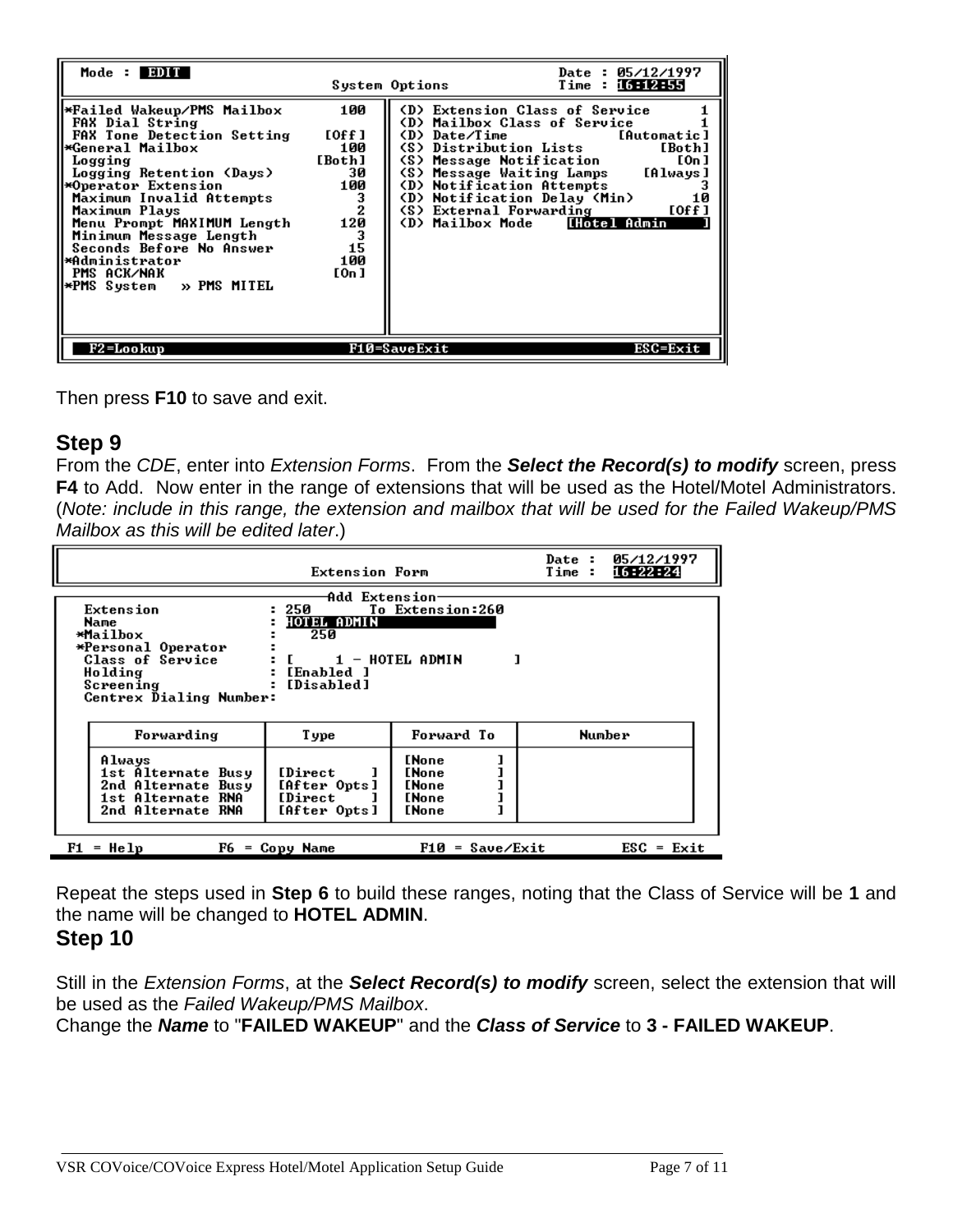```
Mode : EDIT                                                    Date : 05/12/1997
                              System Options                   Time : 16:12:55

*Failed Wakeup/PMS Mailbox       100   (D) Extension Class of Service        1
 FAX Dial String                       (D) Mailbox Class of Service          1
 FAX Tone Detection Setting    [Off]   (D) Date/Time               [Automatic]
*General Mailbox                 100   (S) Distribution Lists           [Both]
 Logging                      [Both]   (S) Message Notification           [On]
 Logging Retention (Days)         30   (S) Message Waiting Lamps      [Always]
*Operator Extension              100   (D) Notification Attempts             3
 Maximum Invalid Attempts          3   (D) Notification Delay (Min)         10
 Maximum Plays                     2   (S) External Forwarding           [Off]
 Menu Prompt MAXIMUM Length      120   (D) Mailbox Mode      [Hotel Admin    ]
 Minimum Message Length            3
 Seconds Before No Answer         15
*Administrator                   100
 PMS ACK/NAK                    [On]
*PMS System    » PMS MITEL

 F2=Lookup                      F10=SaveExit                         ESC=Exit
```

Then press **F10** to save and exit.

## Step 9

From the *CDE*, enter into *Extension Forms*. From the ***Select the Record(s) to modify*** screen, press **F4** to Add. Now enter in the range of extensions that will be used as the Hotel/Motel Administrators. (*Note: include in this range, the extension and mailbox that will be used for the Failed Wakeup/PMS Mailbox as this will be edited later*.)

```
                              Extension Form                   Date :  05/12/1997
                                                               Time :  16:22:24

                              Add Extension
 Extension              : 250        To Extension:260
 Name                   : HOTEL ADMIN
*Mailbox                :   250
*Personal Operator      :
 Class of Service       : [     1 - HOTEL ADMIN       ]
 Holding                : [Enabled ]
 Screening              : [Disabled]
 Centrex Dialing Number:

   Forwarding            Type            Forward To          Number
   Always                                [None      ]
   1st Alternate Busy    [Direct     ]   [None      ]
   2nd Alternate Busy    [After Opts]    [None      ]
   1st Alternate RNA     [Direct     ]   [None      ]
   2nd Alternate RNA     [After Opts]    [None      ]

F1 = Help          F6 = Copy Name        F10 = Save/Exit         ESC = Exit
```

Repeat the steps used in **Step 6** to build these ranges, noting that the Class of Service will be **1** and the name will be changed to **HOTEL ADMIN**.

## Step 10

Still in the *Extension Forms*, at the ***Select Record(s) to modify*** screen, select the extension that will be used as the *Failed Wakeup/PMS Mailbox*.

Change the ***Name*** to "**FAILED WAKEUP**" and the ***Class of Service*** to **3 - FAILED WAKEUP**.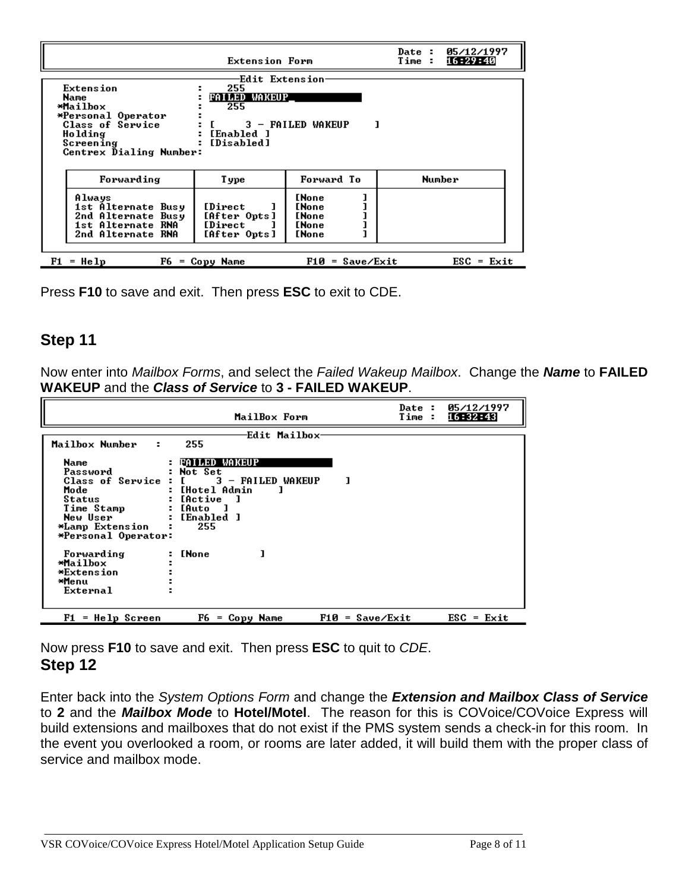```
Extension Form                                   Date :  05/12/1997
                                                 Time :  16:29:40

─────────────────────────Edit Extension─────────────────────────
 Extension               :   255
 Name                    : FAILED WAKEUP_
*Mailbox                 :   255
*Personal Operator       :
 Class of Service        : [     3 - FAILED WAKEUP     ]
 Holding                 : [Enabled ]
 Screening               : [Disabled]
 Centrex Dialing Number:

  Forwarding           Type           Forward To      Number
  Always                              [None      ]
  1st Alternate Busy   [Direct    ]   [None      ]
  2nd Alternate Busy   [After Opts]   [None      ]
  1st Alternate RNA    [Direct    ]   [None      ]
  2nd Alternate RNA    [After Opts]   [None      ]

F1 = Help        F6 = Copy Name        F10 = Save/Exit        ESC = Exit
```

Press **F10** to save and exit. Then press **ESC** to exit to CDE.

## Step 11

Now enter into *Mailbox Forms*, and select the *Failed Wakeup Mailbox*. Change the ***Name*** to **FAILED WAKEUP** and the ***Class of Service*** to **3 - FAILED WAKEUP**.

```
MailBox Form                                     Date :  05/12/1997
                                                 Time :  16:32:43

──────────────────────────Edit Mailbox──────────────────────────
Mailbox Number   :    255

  Name             : FAILED WAKEUP
  Password         : Not Set
  Class of Service : [     3 - FAILED WAKEUP     ]
  Mode             : [Hotel Admin    ]
  Status           : [Active  ]
  Time Stamp       : [Auto  ]
  New User         : [Enabled ]
 *Lamp Extension   :    255
 *Personal Operator:

  Forwarding       : [None        ]
 *Mailbox          :
 *Extension        :
 *Menu             :
  External         :

F1 = Help Screen     F6 = Copy Name     F10 = Save/Exit     ESC = Exit
```

Now press **F10** to save and exit. Then press **ESC** to quit to *CDE*.

## Step 12

Enter back into the *System Options Form* and change the ***Extension and Mailbox Class of Service*** to **2** and the ***Mailbox Mode*** to **Hotel/Motel**. The reason for this is COVoice/COVoice Express will build extensions and mailboxes that do not exist if the PMS system sends a check-in for this room. In the event you overlooked a room, or rooms are later added, it will build them with the proper class of service and mailbox mode.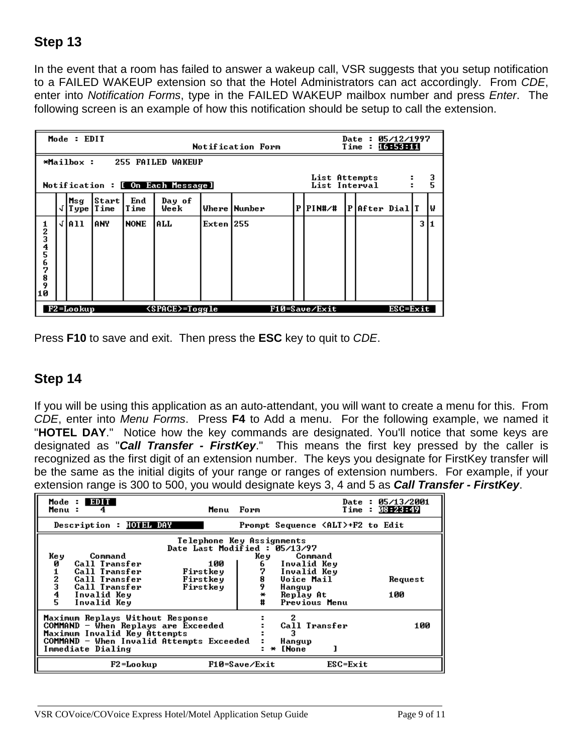## Step 13

In the event that a room has failed to answer a wakeup call, VSR suggests that you setup notification to a FAILED WAKEUP extension so that the Hotel Administrators can act accordingly. From *CDE*, enter into *Notification Forms*, type in the FAILED WAKEUP mailbox number and press *Enter*. The following screen is an example of how this notification should be setup to call the extension.

```
Mode : EDIT                                                     Date : 05/12/1997
                              Notification Form                 Time : 16:53:11

*Mailbox :    255 FAILED WAKEUP

                                                    List Attempts      :   3
Notification : [ On Each Message]                   List Interval      :   5

   √ Msg  Start End   Day of
     Type Time  Time  Week    Where Number     P PIN#/#   P After Dial T  W
1  √ All  ANY   NONE  ALL     Exten 255                                3  1
2
3
4
5
6
7
8
9
10
 F2=Lookup           <SPACE>=Toggle          F10=Save/Exit         ESC=Exit
```

Press **F10** to save and exit. Then press the **ESC** key to quit to *CDE*.

## Step 14

If you will be using this application as an auto-attendant, you will want to create a menu for this. From *CDE*, enter into *Menu Forms*. Press **F4** to Add a menu. For the following example, we named it "**HOTEL DAY**." Notice how the key commands are designated. You'll notice that some keys are designated as "***Call Transfer - FirstKey***." This means the first key pressed by the caller is recognized as the first digit of an extension number. The keys you designate for FirstKey transfer will be the same as the initial digits of your range or ranges of extension numbers. For example, if your extension range is 300 to 500, you would designate keys 3, 4 and 5 as ***Call Transfer - FirstKey***.

```
Mode :  EDIT                                            Date : 05/13/2001
Menu :    4                     Menu  Form              Time : 08:23:49

  Description : HOTEL DAY            Prompt Sequence <ALT>+F2 to Edit

                        Telephone Key Assignments
                      Date Last Modified : 05/13/97
Key     Command                          Key     Command
0    Call Transfer          100           6    Invalid Key
1    Call Transfer      Firstkey          7    Invalid Key
2    Call Transfer      Firstkey          8    Voice Mail          Request
3    Call Transfer      Firstkey          9    Hangup
4    Invalid Key                          *    Replay At           100
5    Invalid Key                          #    Previous Menu

Maximum Replays Without Response          :      2
COMMAND - When Replays are Exceeded       :    Call Transfer          100
Maximum Invalid Key Attempts              :      3
COMMAND - When Invalid Attempts Exceeded  :    Hangup
Immediate Dialing                         : *  [None      ]

            F2=Lookup          F10=Save/Exit          ESC=Exit
```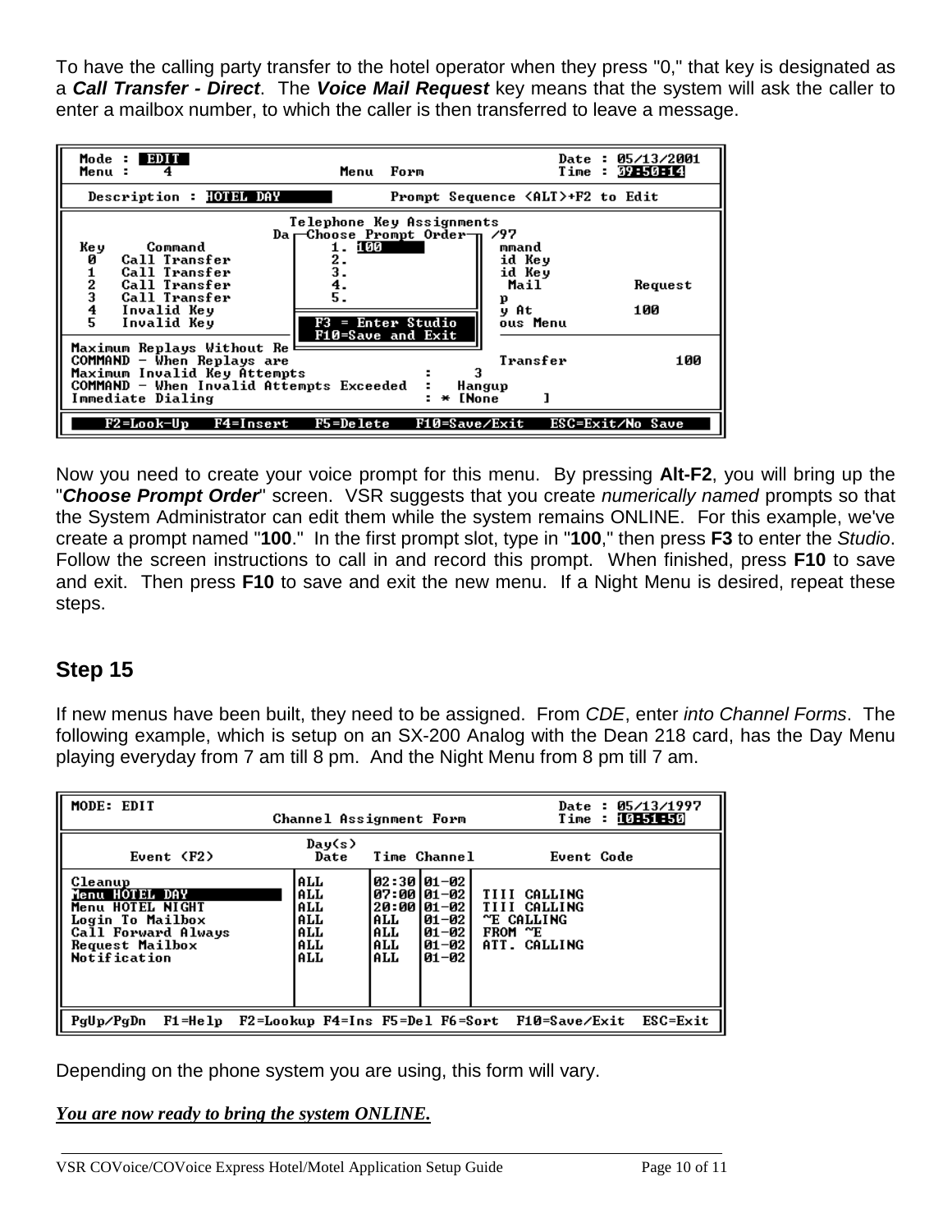To have the calling party transfer to the hotel operator when they press "0," that key is designated as a ***Call Transfer - Direct***. The ***Voice Mail Request*** key means that the system will ask the caller to enter a mailbox number, to which the caller is then transferred to leave a message.

```
Mode : EDIT                                                   Date : 05/13/2001
Menu :    4                    Menu  Form                     Time : 09:50:14

  Description : HOTEL DAY            Prompt Sequence <ALT>+F2 to Edit

                         Telephone Key Assignments
                      Da ┌Choose Prompt Order─┐ /97
Key    Command           │  1. 100            │ mmand
0    Call Transfer       │  2.                │ id Key
1    Call Transfer       │  3.                │ id Key
2    Call Transfer       │  4.                │  Mail            Request
3    Call Transfer       │  5.                │ p
4    Invalid Key         │                    │ y At             100
5    Invalid Key         │ F3 = Enter Studio  │ ous Menu
                         │ F10=Save and Exit  │
Maximum Replays Without Re
COMMAND - When Replays are                      Transfer             100
Maximum Invalid Key Attempts            :     3
COMMAND - When Invalid Attempts Exceeded  :   Hangup
Immediate Dialing                       : * [None     ]

   F2=Look-Up   F4=Insert   F5=Delete   F10=Save/Exit   ESC=Exit/No Save
```

Now you need to create your voice prompt for this menu. By pressing **Alt-F2**, you will bring up the "***Choose Prompt Order***" screen. VSR suggests that you create *numerically named* prompts so that the System Administrator can edit them while the system remains ONLINE. For this example, we've create a prompt named "**100**." In the first prompt slot, type in "**100**," then press **F3** to enter the *Studio*. Follow the screen instructions to call in and record this prompt. When finished, press **F10** to save and exit. Then press **F10** to save and exit the new menu. If a Night Menu is desired, repeat these steps.

## Step 15

If new menus have been built, they need to be assigned. From *CDE*, enter *into Channel Forms*. The following example, which is setup on an SX-200 Analog with the Dean 218 card, has the Day Menu playing everyday from 7 am till 8 pm. And the Night Menu from 8 pm till 7 am.

```
MODE: EDIT                                                Date : 05/13/1997
                           Channel Assignment Form        Time : 10:51:50

                           Day(s)
     Event (F2)             Date    Time Channel          Event Code

Cleanup                    ALL     02:30  01-02
Menu HOTEL DAY             ALL     07:00  01-02    TIII CALLING
Menu HOTEL NIGHT           ALL     20:00  01-02    TIII CALLING
Login To Mailbox           ALL     ALL    01-02    ~E CALLING
Call Forward Always        ALL     ALL    01-02    FROM ~E
Request Mailbox            ALL     ALL    01-02    ATT. CALLING
Notification               ALL     ALL    01-02

PgUp/PgDn  F1=Help  F2=Lookup F4=Ins F5=Del F6=Sort  F10=Save/Exit  ESC=Exit
```

Depending on the phone system you are using, this form will vary.

***<u>You are now ready to bring the system ONLINE.</u>***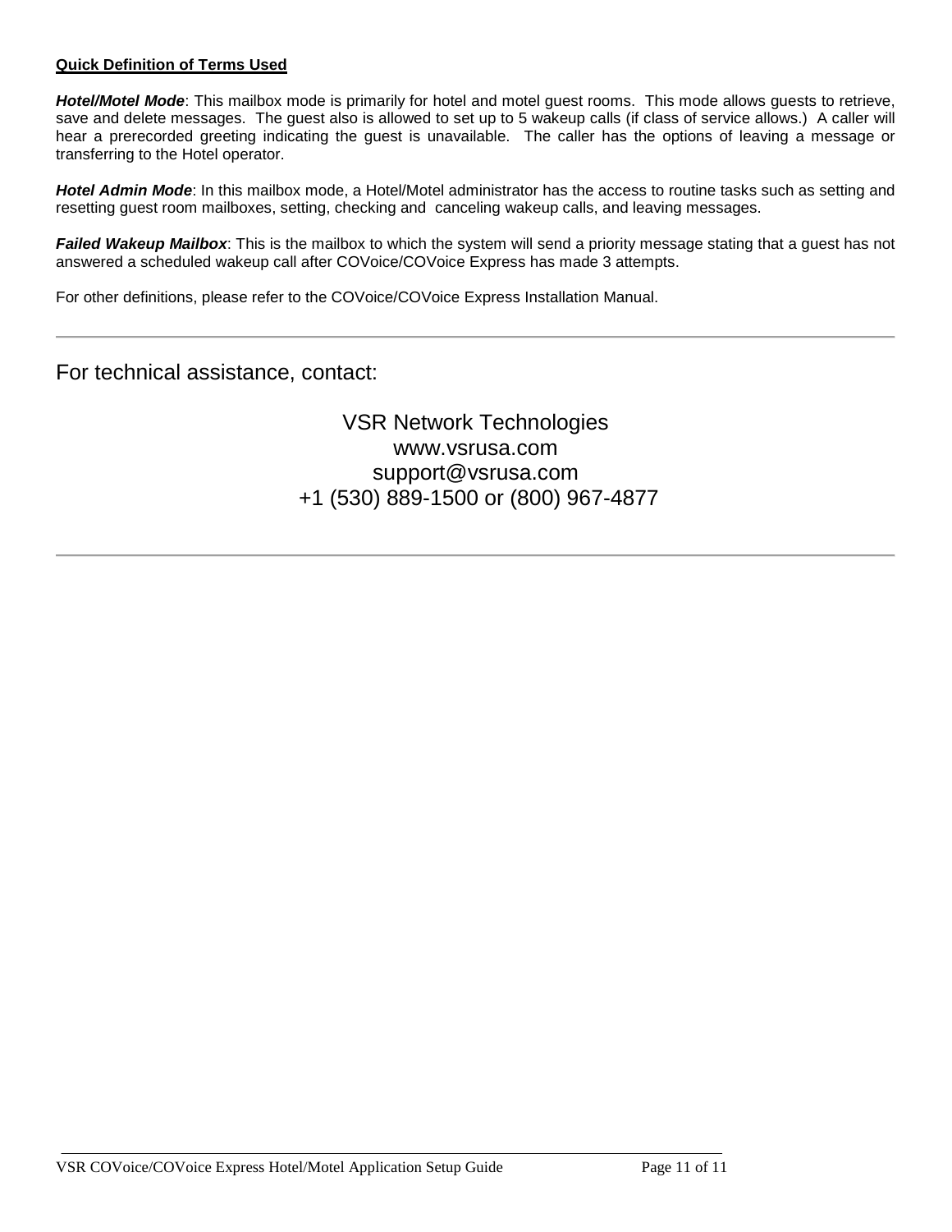**Quick Definition of Terms Used**

***Hotel/Motel Mode***: This mailbox mode is primarily for hotel and motel guest rooms. This mode allows guests to retrieve, save and delete messages. The guest also is allowed to set up to 5 wakeup calls (if class of service allows.) A caller will hear a prerecorded greeting indicating the guest is unavailable. The caller has the options of leaving a message or transferring to the Hotel operator.

***Hotel Admin Mode***: In this mailbox mode, a Hotel/Motel administrator has the access to routine tasks such as setting and resetting guest room mailboxes, setting, checking and canceling wakeup calls, and leaving messages.

***Failed Wakeup Mailbox***: This is the mailbox to which the system will send a priority message stating that a guest has not answered a scheduled wakeup call after COVoice/COVoice Express has made 3 attempts.

For other definitions, please refer to the COVoice/COVoice Express Installation Manual.

---

For technical assistance, contact:

VSR Network Technologies
www.vsrusa.com
support@vsrusa.com
+1 (530) 889-1500 or (800) 967-4877

---